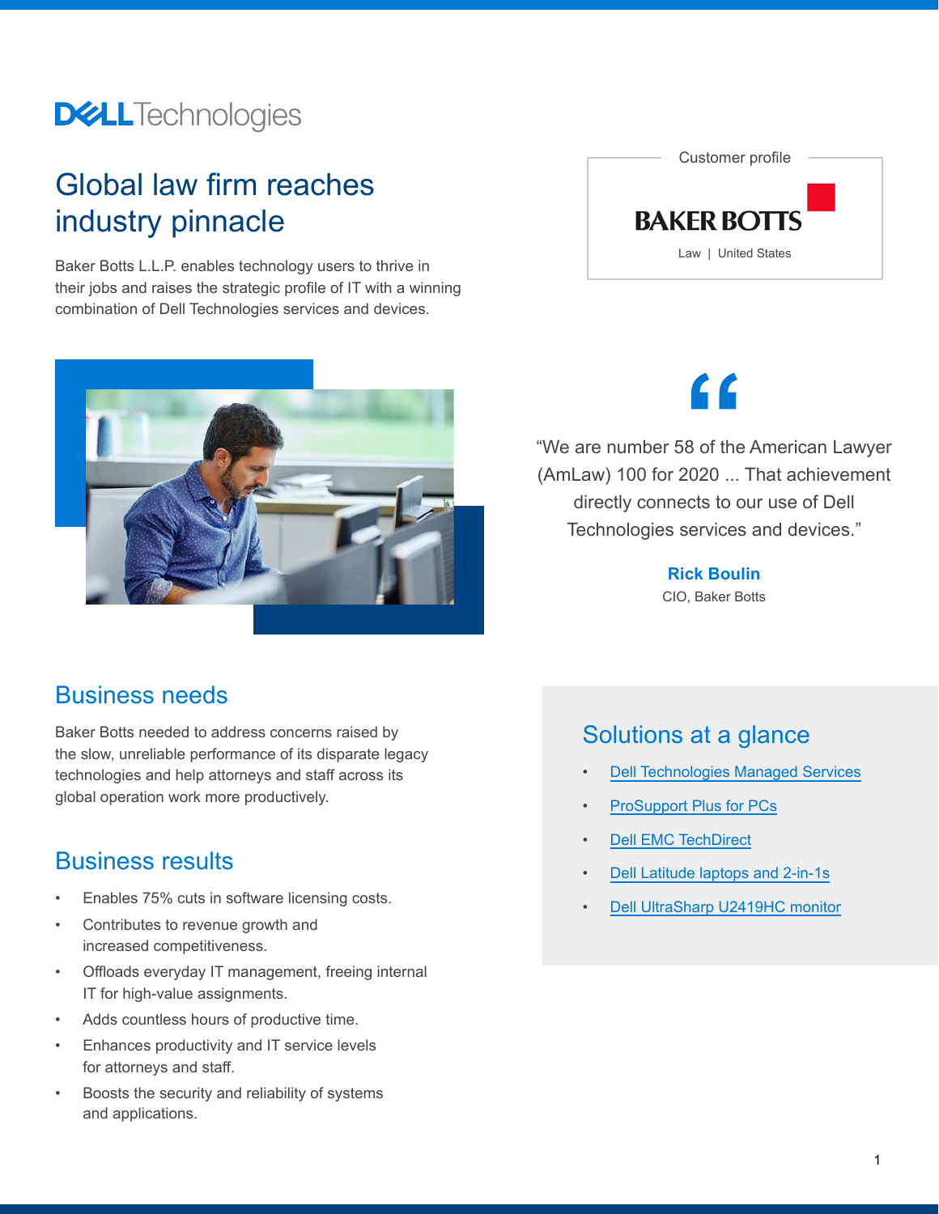# Global law firm reaches industry pinnacle

Baker Botts L.L.P. enables technology users to thrive in their jobs and raises the strategic profile of IT with a winning combination of Dell Technologies services and devices.

Customer profile

BAKER BOTTS

Law | United States

> "We are number 58 of the American Lawyer (AmLaw) 100 for 2020 ... That achievement directly connects to our use of Dell Technologies services and devices."
>
> **Rick Boulin**
> CIO, Baker Botts

## Business needs

Baker Botts needed to address concerns raised by the slow, unreliable performance of its disparate legacy technologies and help attorneys and staff across its global operation work more productively.

## Business results

- Enables 75% cuts in software licensing costs.
- Contributes to revenue growth and increased competitiveness.
- Offloads everyday IT management, freeing internal IT for high-value assignments.
- Adds countless hours of productive time.
- Enhances productivity and IT service levels for attorneys and staff.
- Boosts the security and reliability of systems and applications.

## Solutions at a glance

- Dell Technologies Managed Services
- ProSupport Plus for PCs
- Dell EMC TechDirect
- Dell Latitude laptops and 2-in-1s
- Dell UltraSharp U2419HC monitor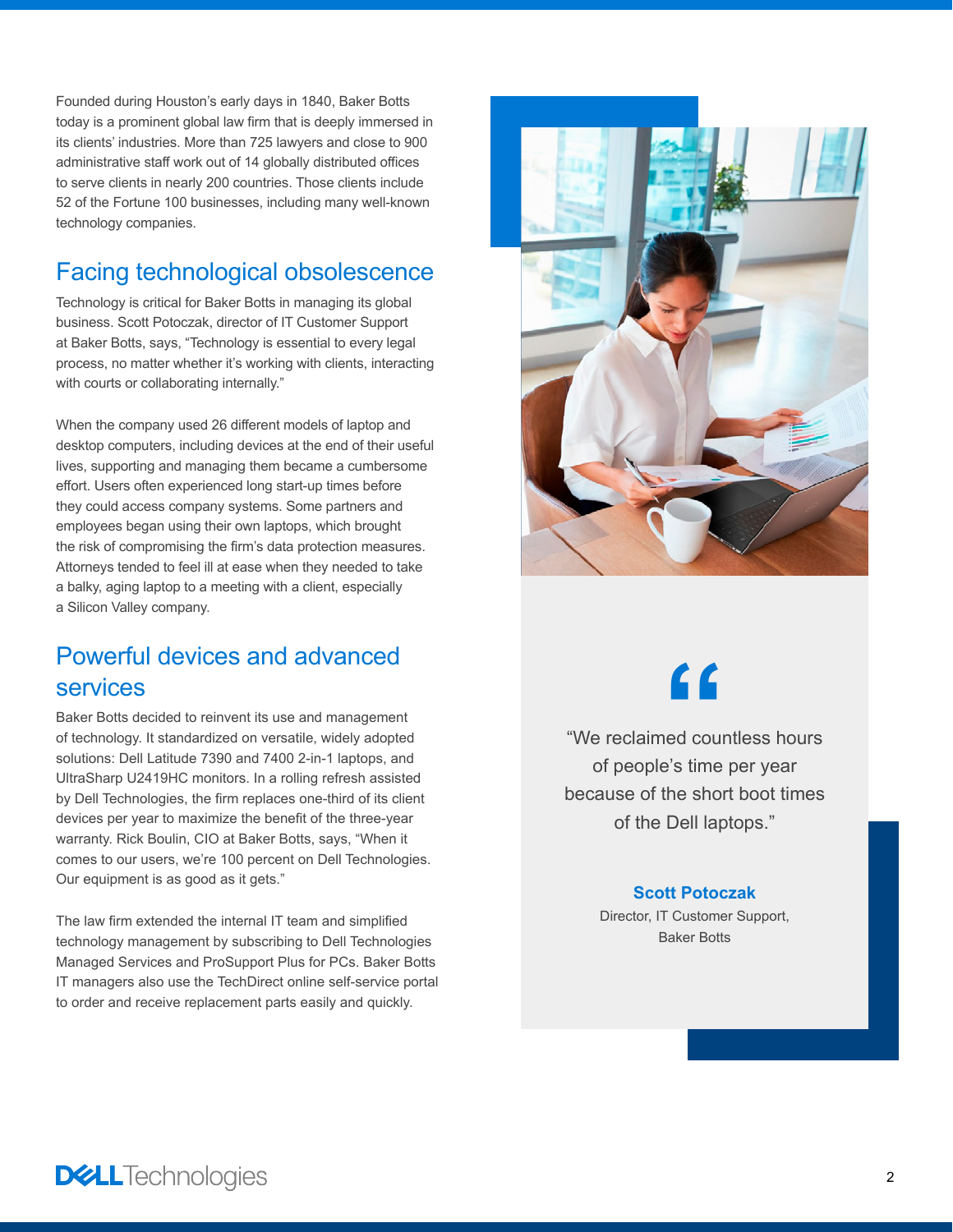Founded during Houston's early days in 1840, Baker Botts today is a prominent global law firm that is deeply immersed in its clients' industries. More than 725 lawyers and close to 900 administrative staff work out of 14 globally distributed offices to serve clients in nearly 200 countries. Those clients include 52 of the Fortune 100 businesses, including many well-known technology companies.

## Facing technological obsolescence

Technology is critical for Baker Botts in managing its global business. Scott Potoczak, director of IT Customer Support at Baker Botts, says, "Technology is essential to every legal process, no matter whether it's working with clients, interacting with courts or collaborating internally."

When the company used 26 different models of laptop and desktop computers, including devices at the end of their useful lives, supporting and managing them became a cumbersome effort. Users often experienced long start-up times before they could access company systems. Some partners and employees began using their own laptops, which brought the risk of compromising the firm's data protection measures. Attorneys tended to feel ill at ease when they needed to take a balky, aging laptop to a meeting with a client, especially a Silicon Valley company.

## Powerful devices and advanced services

Baker Botts decided to reinvent its use and management of technology. It standardized on versatile, widely adopted solutions: Dell Latitude 7390 and 7400 2-in-1 laptops, and UltraSharp U2419HC monitors. In a rolling refresh assisted by Dell Technologies, the firm replaces one-third of its client devices per year to maximize the benefit of the three-year warranty. Rick Boulin, CIO at Baker Botts, says, "When it comes to our users, we're 100 percent on Dell Technologies. Our equipment is as good as it gets."

The law firm extended the internal IT team and simplified technology management by subscribing to Dell Technologies Managed Services and ProSupport Plus for PCs. Baker Botts IT managers also use the TechDirect online self-service portal to order and receive replacement parts easily and quickly.

> "We reclaimed countless hours of people's time per year because of the short boot times of the Dell laptops."
>
> **Scott Potoczak**
> Director, IT Customer Support,
> Baker Botts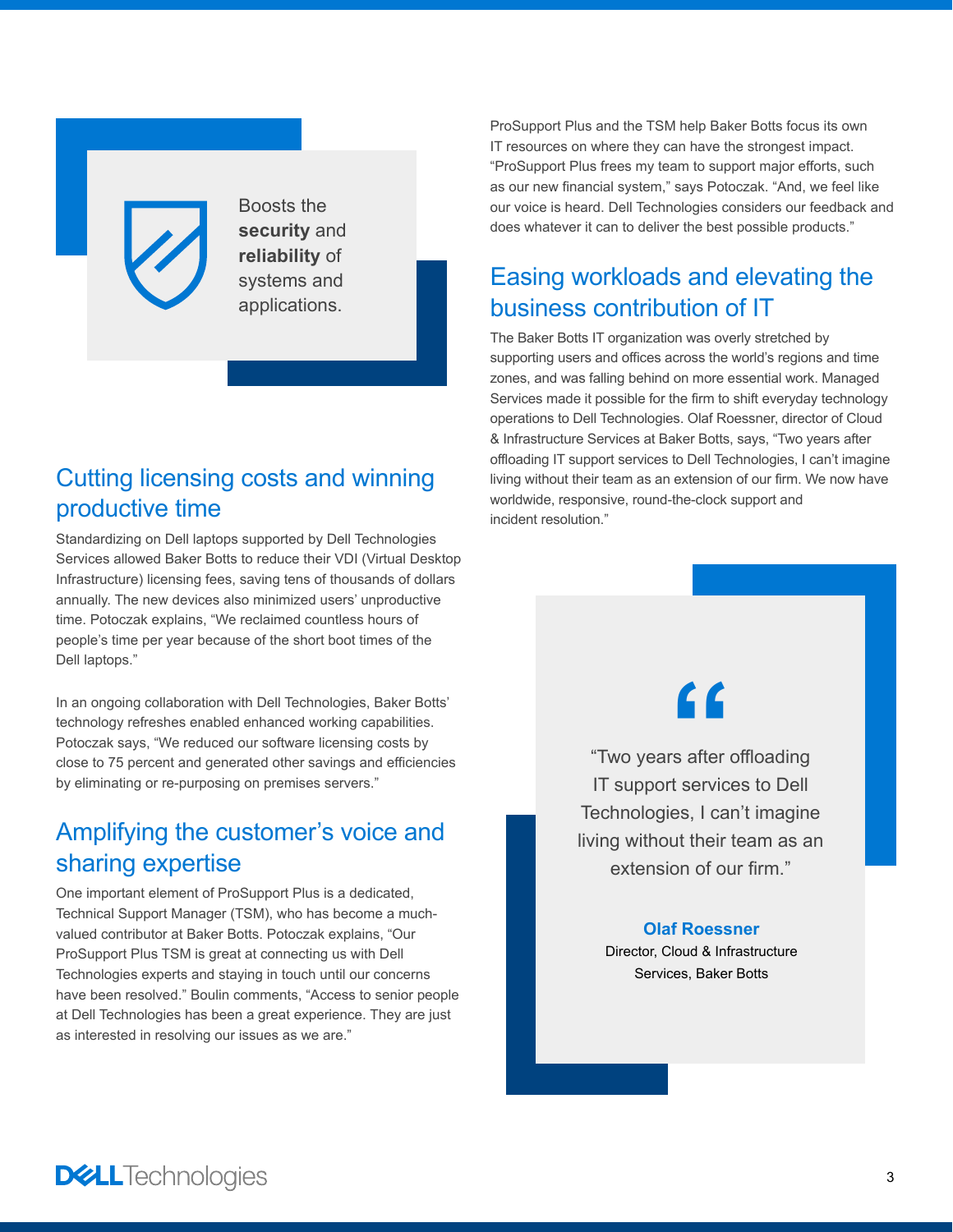Boosts the **security** and **reliability** of systems and applications.

## Cutting licensing costs and winning productive time

Standardizing on Dell laptops supported by Dell Technologies Services allowed Baker Botts to reduce their VDI (Virtual Desktop Infrastructure) licensing fees, saving tens of thousands of dollars annually. The new devices also minimized users' unproductive time. Potoczak explains, "We reclaimed countless hours of people's time per year because of the short boot times of the Dell laptops."

In an ongoing collaboration with Dell Technologies, Baker Botts' technology refreshes enabled enhanced working capabilities. Potoczak says, "We reduced our software licensing costs by close to 75 percent and generated other savings and efficiencies by eliminating or re-purposing on premises servers."

## Amplifying the customer's voice and sharing expertise

One important element of ProSupport Plus is a dedicated, Technical Support Manager (TSM), who has become a much-valued contributor at Baker Botts. Potoczak explains, "Our ProSupport Plus TSM is great at connecting us with Dell Technologies experts and staying in touch until our concerns have been resolved." Boulin comments, "Access to senior people at Dell Technologies has been a great experience. They are just as interested in resolving our issues as we are."

ProSupport Plus and the TSM help Baker Botts focus its own IT resources on where they can have the strongest impact. "ProSupport Plus frees my team to support major efforts, such as our new financial system," says Potoczak. "And, we feel like our voice is heard. Dell Technologies considers our feedback and does whatever it can to deliver the best possible products."

## Easing workloads and elevating the business contribution of IT

The Baker Botts IT organization was overly stretched by supporting users and offices across the world's regions and time zones, and was falling behind on more essential work. Managed Services made it possible for the firm to shift everyday technology operations to Dell Technologies. Olaf Roessner, director of Cloud & Infrastructure Services at Baker Botts, says, "Two years after offloading IT support services to Dell Technologies, I can't imagine living without their team as an extension of our firm. We now have worldwide, responsive, round-the-clock support and incident resolution."

> "Two years after offloading IT support services to Dell Technologies, I can't imagine living without their team as an extension of our firm."
>
> **Olaf Roessner**
> Director, Cloud & Infrastructure Services, Baker Botts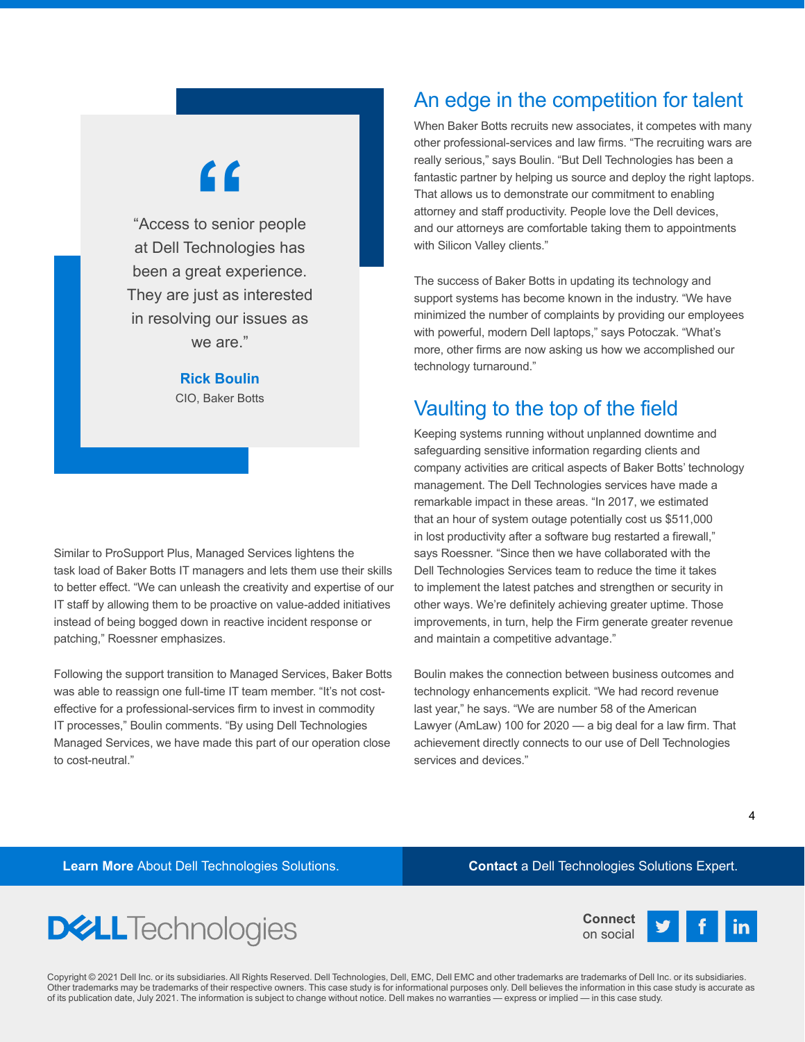> “Access to senior people at Dell Technologies has been a great experience. They are just as interested in resolving our issues as we are.”
>
> **Rick Boulin**
> CIO, Baker Botts

Similar to ProSupport Plus, Managed Services lightens the task load of Baker Botts IT managers and lets them use their skills to better effect. “We can unleash the creativity and expertise of our IT staff by allowing them to be proactive on value-added initiatives instead of being bogged down in reactive incident response or patching,” Roessner emphasizes.

Following the support transition to Managed Services, Baker Botts was able to reassign one full-time IT team member. “It’s not cost-effective for a professional-services firm to invest in commodity IT processes,” Boulin comments. “By using Dell Technologies Managed Services, we have made this part of our operation close to cost-neutral.”

## An edge in the competition for talent

When Baker Botts recruits new associates, it competes with many other professional-services and law firms. “The recruiting wars are really serious,” says Boulin. “But Dell Technologies has been a fantastic partner by helping us source and deploy the right laptops. That allows us to demonstrate our commitment to enabling attorney and staff productivity. People love the Dell devices, and our attorneys are comfortable taking them to appointments with Silicon Valley clients.”

The success of Baker Botts in updating its technology and support systems has become known in the industry. “We have minimized the number of complaints by providing our employees with powerful, modern Dell laptops,” says Potoczak. “What’s more, other firms are now asking us how we accomplished our technology turnaround.”

## Vaulting to the top of the field

Keeping systems running without unplanned downtime and safeguarding sensitive information regarding clients and company activities are critical aspects of Baker Botts’ technology management. The Dell Technologies services have made a remarkable impact in these areas. “In 2017, we estimated that an hour of system outage potentially cost us $511,000 in lost productivity after a software bug restarted a firewall,” says Roessner. “Since then we have collaborated with the Dell Technologies Services team to reduce the time it takes to implement the latest patches and strengthen or security in other ways. We’re definitely achieving greater uptime. Those improvements, in turn, help the Firm generate greater revenue and maintain a competitive advantage.”

Boulin makes the connection between business outcomes and technology enhancements explicit. “We had record revenue last year,” he says. “We are number 58 of the American Lawyer (AmLaw) 100 for 2020 — a big deal for a law firm. That achievement directly connects to our use of Dell Technologies services and devices.”

**Learn More** About Dell Technologies Solutions.

**Contact** a Dell Technologies Solutions Expert.

DELL Technologies

**Connect** on social

Copyright © 2021 Dell Inc. or its subsidiaries. All Rights Reserved. Dell Technologies, Dell, EMC, Dell EMC and other trademarks are trademarks of Dell Inc. or its subsidiaries. Other trademarks may be trademarks of their respective owners. This case study is for informational purposes only. Dell believes the information in this case study is accurate as of its publication date, July 2021. The information is subject to change without notice. Dell makes no warranties — express or implied — in this case study.